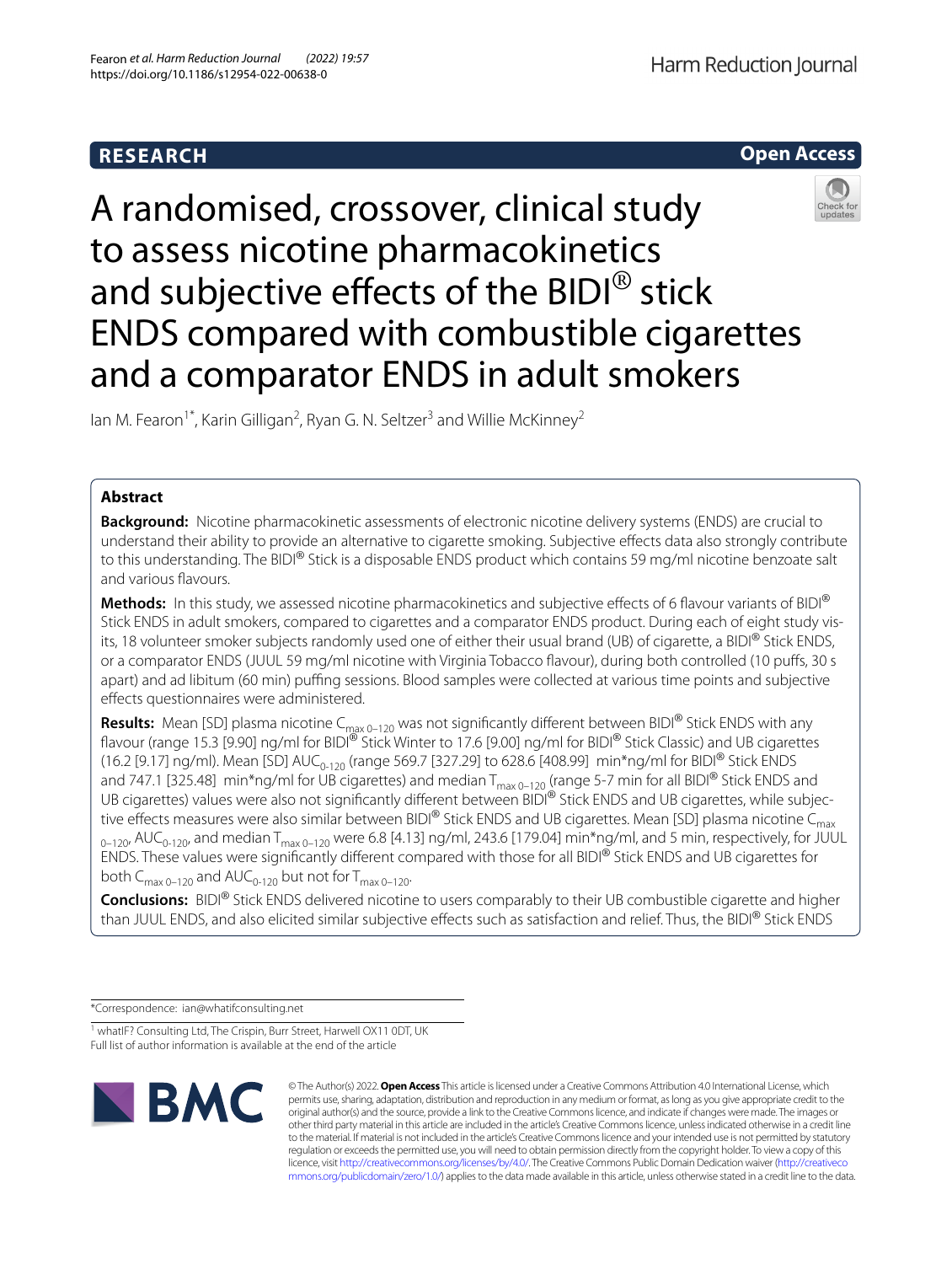RESEARCH

Open Access

# A randomised, crossover, clinical study to assess nicotine pharmacokinetics and subjective effects of the BIDI® stick ENDS compared with combustible cigarettes and a comparator ENDS in adult smokers

Ian M. Fearon[1*], Karin Gilligan[2], Ryan G. N. Seltzer[3] and Willie McKinney[2]

## Abstract

**Background:** Nicotine pharmacokinetic assessments of electronic nicotine delivery systems (ENDS) are crucial to understand their ability to provide an alternative to cigarette smoking. Subjective effects data also strongly contribute to this understanding. The BIDI® Stick is a disposable ENDS product which contains 59 mg/ml nicotine benzoate salt and various flavours.

**Methods:** In this study, we assessed nicotine pharmacokinetics and subjective effects of 6 flavour variants of BIDI® Stick ENDS in adult smokers, compared to cigarettes and a comparator ENDS product. During each of eight study visits, 18 volunteer smoker subjects randomly used one of either their usual brand (UB) of cigarette, a BIDI® Stick ENDS, or a comparator ENDS (JUUL 59 mg/ml nicotine with Virginia Tobacco flavour), during both controlled (10 puffs, 30 s apart) and ad libitum (60 min) puffing sessions. Blood samples were collected at various time points and subjective effects questionnaires were administered.

**Results:** Mean [SD] plasma nicotine $C_{max\ 0–120}$ was not significantly different between BIDI® Stick ENDS with any flavour (range 15.3 [9.90] ng/ml for BIDI® Stick Winter to 17.6 [9.00] ng/ml for BIDI® Stick Classic) and UB cigarettes (16.2 [9.17] ng/ml). Mean [SD] $AUC_{0-120}$ (range 569.7 [327.29] to 628.6 [408.99] min*ng/ml for BIDI® Stick ENDS and 747.1 [325.48] min*ng/ml for UB cigarettes) and median $T_{max\ 0–120}$ (range 5-7 min for all BIDI® Stick ENDS and UB cigarettes) values were also not significantly different between BIDI® Stick ENDS and UB cigarettes, while subjective effects measures were also similar between BIDI® Stick ENDS and UB cigarettes. Mean [SD] plasma nicotine $C_{max\ 0–120}$, $AUC_{0-120}$, and median $T_{max\ 0–120}$ were 6.8 [4.13] ng/ml, 243.6 [179.04] min*ng/ml, and 5 min, respectively, for JUUL ENDS. These values were significantly different compared with those for all BIDI® Stick ENDS and UB cigarettes for both $C_{max\ 0–120}$ and $AUC_{0-120}$ but not for $T_{max\ 0–120}$.

**Conclusions:** BIDI® Stick ENDS delivered nicotine to users comparably to their UB combustible cigarette and higher than JUUL ENDS, and also elicited similar subjective effects such as satisfaction and relief. Thus, the BIDI® Stick ENDS

*Correspondence: ian@whatifconsulting.net

[1] whatIF? Consulting Ltd, The Crispin, Burr Street, Harwell OX11 0DT, UK

Full list of author information is available at the end of the article

© The Author(s) 2022. **Open Access** This article is licensed under a Creative Commons Attribution 4.0 International License, which permits use, sharing, adaptation, distribution and reproduction in any medium or format, as long as you give appropriate credit to the original author(s) and the source, provide a link to the Creative Commons licence, and indicate if changes were made. The images or other third party material in this article are included in the article's Creative Commons licence, unless indicated otherwise in a credit line to the material. If material is not included in the article's Creative Commons licence and your intended use is not permitted by statutory regulation or exceeds the permitted use, you will need to obtain permission directly from the copyright holder. To view a copy of this licence, visit http://creativecommons.org/licenses/by/4.0/. The Creative Commons Public Domain Dedication waiver (http://creativecommons.org/publicdomain/zero/1.0/) applies to the data made available in this article, unless otherwise stated in a credit line to the data.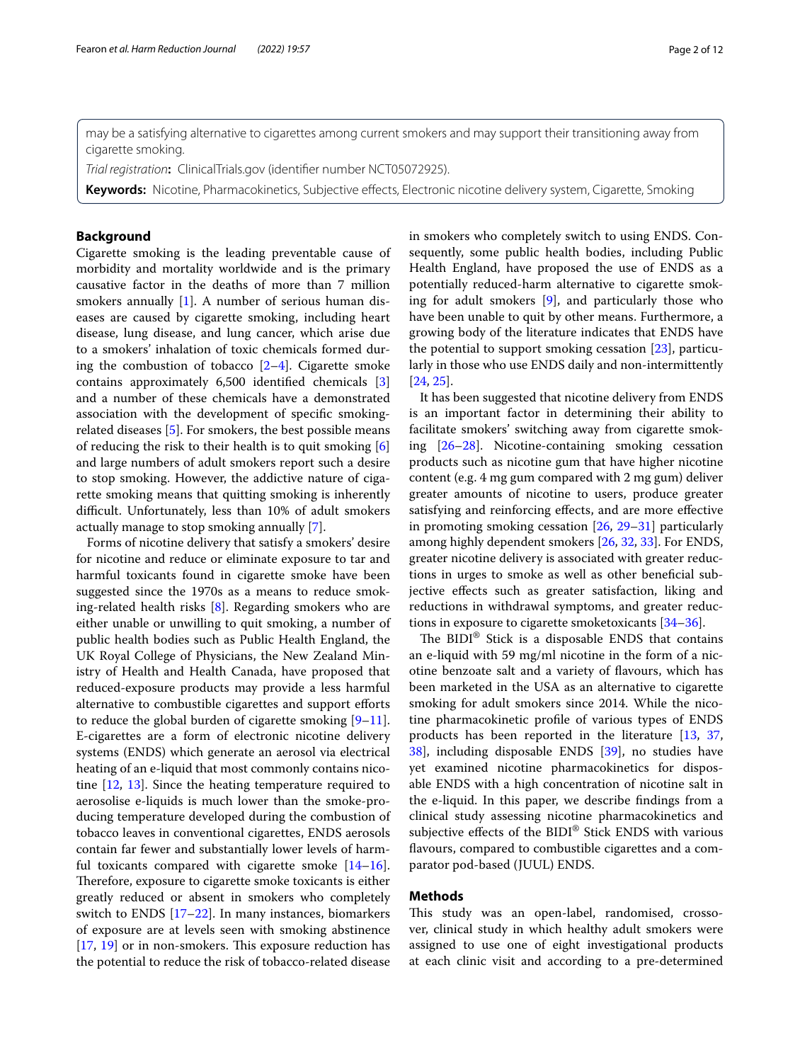may be a satisfying alternative to cigarettes among current smokers and may support their transitioning away from cigarette smoking.

*Trial registration*: ClinicalTrials.gov (identifier number NCT05072925).

**Keywords:** Nicotine, Pharmacokinetics, Subjective effects, Electronic nicotine delivery system, Cigarette, Smoking

## Background

Cigarette smoking is the leading preventable cause of morbidity and mortality worldwide and is the primary causative factor in the deaths of more than 7 million smokers annually [1]. A number of serious human diseases are caused by cigarette smoking, including heart disease, lung disease, and lung cancer, which arise due to a smokers' inhalation of toxic chemicals formed during the combustion of tobacco [2–4]. Cigarette smoke contains approximately 6,500 identified chemicals [3] and a number of these chemicals have a demonstrated association with the development of specific smoking-related diseases [5]. For smokers, the best possible means of reducing the risk to their health is to quit smoking [6] and large numbers of adult smokers report such a desire to stop smoking. However, the addictive nature of cigarette smoking means that quitting smoking is inherently difficult. Unfortunately, less than 10% of adult smokers actually manage to stop smoking annually [7].

Forms of nicotine delivery that satisfy a smokers' desire for nicotine and reduce or eliminate exposure to tar and harmful toxicants found in cigarette smoke have been suggested since the 1970s as a means to reduce smoking-related health risks [8]. Regarding smokers who are either unable or unwilling to quit smoking, a number of public health bodies such as Public Health England, the UK Royal College of Physicians, the New Zealand Ministry of Health and Health Canada, have proposed that reduced-exposure products may provide a less harmful alternative to combustible cigarettes and support efforts to reduce the global burden of cigarette smoking [9–11]. E-cigarettes are a form of electronic nicotine delivery systems (ENDS) which generate an aerosol via electrical heating of an e-liquid that most commonly contains nicotine [12, 13]. Since the heating temperature required to aerosolise e-liquids is much lower than the smoke-producing temperature developed during the combustion of tobacco leaves in conventional cigarettes, ENDS aerosols contain far fewer and substantially lower levels of harmful toxicants compared with cigarette smoke [14–16]. Therefore, exposure to cigarette smoke toxicants is either greatly reduced or absent in smokers who completely switch to ENDS [17–22]. In many instances, biomarkers of exposure are at levels seen with smoking abstinence [17, 19] or in non-smokers. This exposure reduction has the potential to reduce the risk of tobacco-related disease in smokers who completely switch to using ENDS. Consequently, some public health bodies, including Public Health England, have proposed the use of ENDS as a potentially reduced-harm alternative to cigarette smoking for adult smokers [9], and particularly those who have been unable to quit by other means. Furthermore, a growing body of the literature indicates that ENDS have the potential to support smoking cessation [23], particularly in those who use ENDS daily and non-intermittently [24, 25].

It has been suggested that nicotine delivery from ENDS is an important factor in determining their ability to facilitate smokers' switching away from cigarette smoking [26–28]. Nicotine-containing smoking cessation products such as nicotine gum that have higher nicotine content (e.g. 4 mg gum compared with 2 mg gum) deliver greater amounts of nicotine to users, produce greater satisfying and reinforcing effects, and are more effective in promoting smoking cessation [26, 29–31] particularly among highly dependent smokers [26, 32, 33]. For ENDS, greater nicotine delivery is associated with greater reductions in urges to smoke as well as other beneficial subjective effects such as greater satisfaction, liking and reductions in withdrawal symptoms, and greater reductions in exposure to cigarette smoketoxicants [34–36].

The BIDI® Stick is a disposable ENDS that contains an e-liquid with 59 mg/ml nicotine in the form of a nicotine benzoate salt and a variety of flavours, which has been marketed in the USA as an alternative to cigarette smoking for adult smokers since 2014. While the nicotine pharmacokinetic profile of various types of ENDS products has been reported in the literature [13, 37, 38], including disposable ENDS [39], no studies have yet examined nicotine pharmacokinetics for disposable ENDS with a high concentration of nicotine salt in the e-liquid. In this paper, we describe findings from a clinical study assessing nicotine pharmacokinetics and subjective effects of the BIDI® Stick ENDS with various flavours, compared to combustible cigarettes and a comparator pod-based (JUUL) ENDS.

## Methods

This study was an open-label, randomised, crossover, clinical study in which healthy adult smokers were assigned to use one of eight investigational products at each clinic visit and according to a pre-determined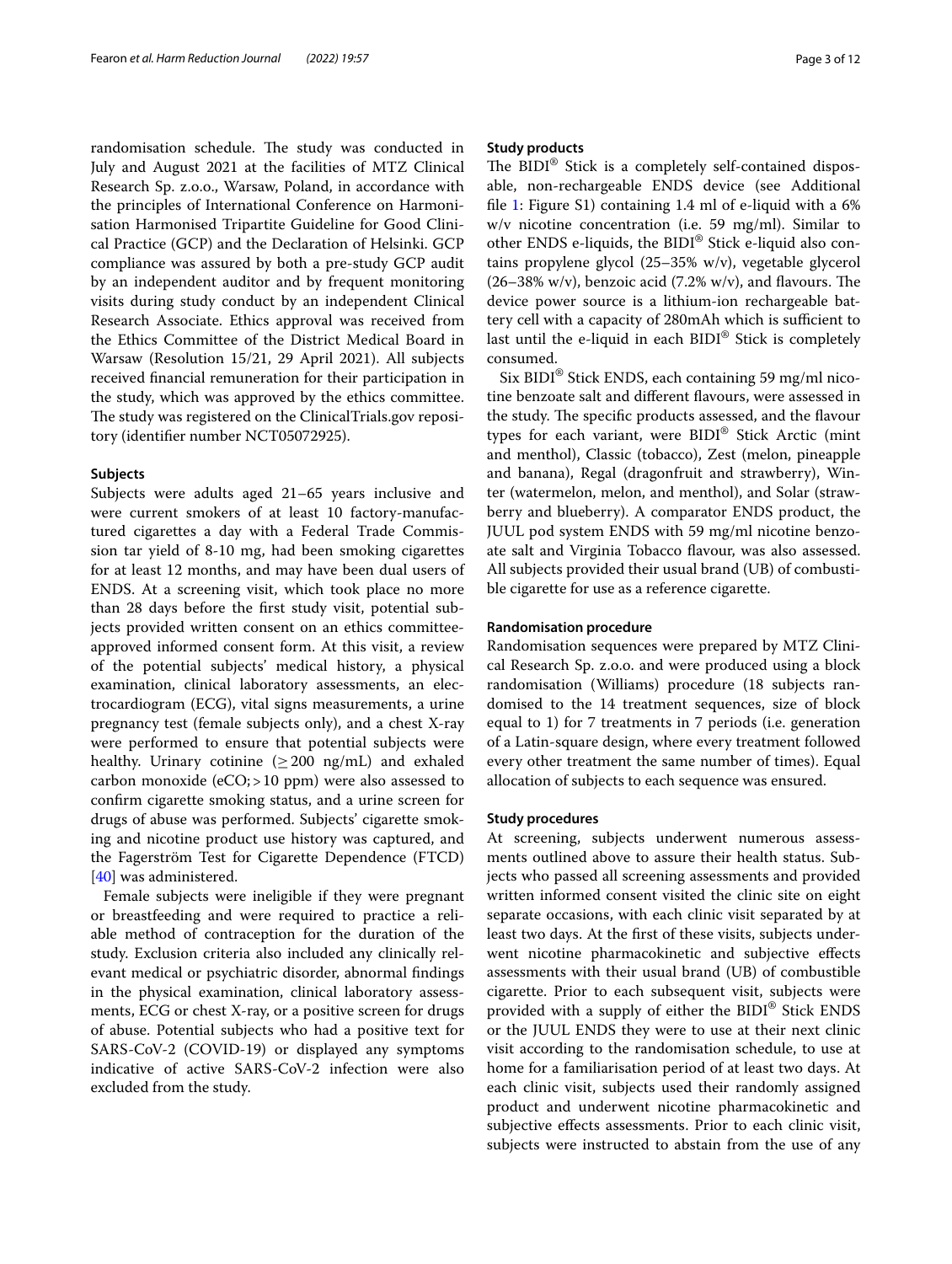randomisation schedule. The study was conducted in July and August 2021 at the facilities of MTZ Clinical Research Sp. z.o.o., Warsaw, Poland, in accordance with the principles of International Conference on Harmonisation Harmonised Tripartite Guideline for Good Clinical Practice (GCP) and the Declaration of Helsinki. GCP compliance was assured by both a pre-study GCP audit by an independent auditor and by frequent monitoring visits during study conduct by an independent Clinical Research Associate. Ethics approval was received from the Ethics Committee of the District Medical Board in Warsaw (Resolution 15/21, 29 April 2021). All subjects received financial remuneration for their participation in the study, which was approved by the ethics committee. The study was registered on the ClinicalTrials.gov repository (identifier number NCT05072925).

### Subjects

Subjects were adults aged 21–65 years inclusive and were current smokers of at least 10 factory-manufactured cigarettes a day with a Federal Trade Commission tar yield of 8-10 mg, had been smoking cigarettes for at least 12 months, and may have been dual users of ENDS. At a screening visit, which took place no more than 28 days before the first study visit, potential subjects provided written consent on an ethics committee-approved informed consent form. At this visit, a review of the potential subjects' medical history, a physical examination, clinical laboratory assessments, an electrocardiogram (ECG), vital signs measurements, a urine pregnancy test (female subjects only), and a chest X-ray were performed to ensure that potential subjects were healthy. Urinary cotinine ($\geq$200 ng/mL) and exhaled carbon monoxide (eCO; >10 ppm) were also assessed to confirm cigarette smoking status, and a urine screen for drugs of abuse was performed. Subjects' cigarette smoking and nicotine product use history was captured, and the Fagerström Test for Cigarette Dependence (FTCD) [40] was administered.

Female subjects were ineligible if they were pregnant or breastfeeding and were required to practice a reliable method of contraception for the duration of the study. Exclusion criteria also included any clinically relevant medical or psychiatric disorder, abnormal findings in the physical examination, clinical laboratory assessments, ECG or chest X-ray, or a positive screen for drugs of abuse. Potential subjects who had a positive text for SARS-CoV-2 (COVID-19) or displayed any symptoms indicative of active SARS-CoV-2 infection were also excluded from the study.

### Study products

The BIDI® Stick is a completely self-contained disposable, non-rechargeable ENDS device (see Additional file 1: Figure S1) containing 1.4 ml of e-liquid with a 6% w/v nicotine concentration (i.e. 59 mg/ml). Similar to other ENDS e-liquids, the BIDI® Stick e-liquid also contains propylene glycol (25–35% w/v), vegetable glycerol (26–38% w/v), benzoic acid (7.2% w/v), and flavours. The device power source is a lithium-ion rechargeable battery cell with a capacity of 280mAh which is sufficient to last until the e-liquid in each BIDI® Stick is completely consumed.

Six BIDI® Stick ENDS, each containing 59 mg/ml nicotine benzoate salt and different flavours, were assessed in the study. The specific products assessed, and the flavour types for each variant, were BIDI® Stick Arctic (mint and menthol), Classic (tobacco), Zest (melon, pineapple and banana), Regal (dragonfruit and strawberry), Winter (watermelon, melon, and menthol), and Solar (strawberry and blueberry). A comparator ENDS product, the JUUL pod system ENDS with 59 mg/ml nicotine benzoate salt and Virginia Tobacco flavour, was also assessed. All subjects provided their usual brand (UB) of combustible cigarette for use as a reference cigarette.

### Randomisation procedure

Randomisation sequences were prepared by MTZ Clinical Research Sp. z.o.o. and were produced using a block randomisation (Williams) procedure (18 subjects randomised to the 14 treatment sequences, size of block equal to 1) for 7 treatments in 7 periods (i.e. generation of a Latin-square design, where every treatment followed every other treatment the same number of times). Equal allocation of subjects to each sequence was ensured.

### Study procedures

At screening, subjects underwent numerous assessments outlined above to assure their health status. Subjects who passed all screening assessments and provided written informed consent visited the clinic site on eight separate occasions, with each clinic visit separated by at least two days. At the first of these visits, subjects underwent nicotine pharmacokinetic and subjective effects assessments with their usual brand (UB) of combustible cigarette. Prior to each subsequent visit, subjects were provided with a supply of either the BIDI® Stick ENDS or the JUUL ENDS they were to use at their next clinic visit according to the randomisation schedule, to use at home for a familiarisation period of at least two days. At each clinic visit, subjects used their randomly assigned product and underwent nicotine pharmacokinetic and subjective effects assessments. Prior to each clinic visit, subjects were instructed to abstain from the use of any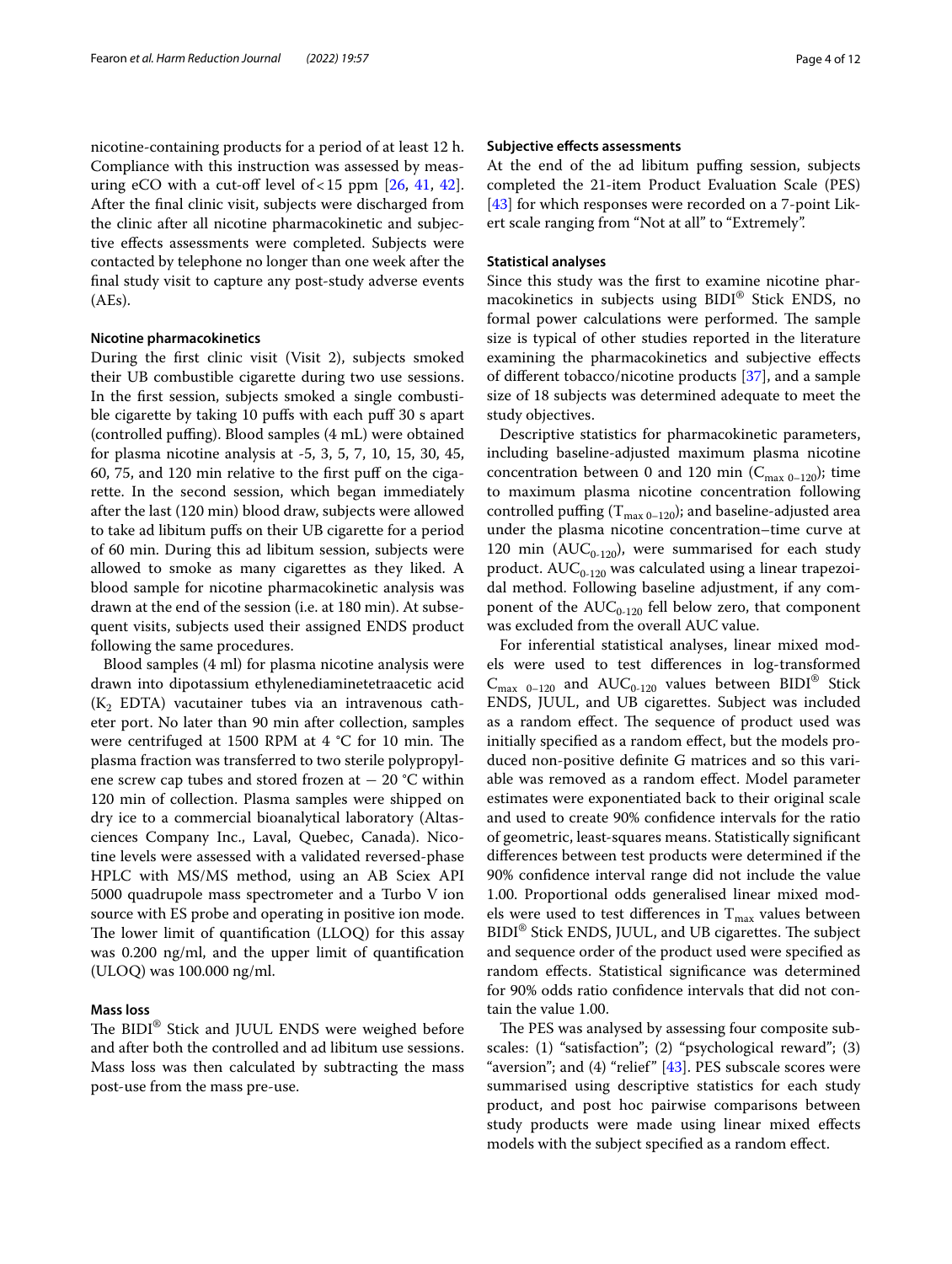nicotine-containing products for a period of at least 12 h. Compliance with this instruction was assessed by measuring eCO with a cut-off level of < 15 ppm [26, 41, 42]. After the final clinic visit, subjects were discharged from the clinic after all nicotine pharmacokinetic and subjective effects assessments were completed. Subjects were contacted by telephone no longer than one week after the final study visit to capture any post-study adverse events (AEs).

### Nicotine pharmacokinetics

During the first clinic visit (Visit 2), subjects smoked their UB combustible cigarette during two use sessions. In the first session, subjects smoked a single combustible cigarette by taking 10 puffs with each puff 30 s apart (controlled puffing). Blood samples (4 mL) were obtained for plasma nicotine analysis at -5, 3, 5, 7, 10, 15, 30, 45, 60, 75, and 120 min relative to the first puff on the cigarette. In the second session, which began immediately after the last (120 min) blood draw, subjects were allowed to take ad libitum puffs on their UB cigarette for a period of 60 min. During this ad libitum session, subjects were allowed to smoke as many cigarettes as they liked. A blood sample for nicotine pharmacokinetic analysis was drawn at the end of the session (i.e. at 180 min). At subsequent visits, subjects used their assigned ENDS product following the same procedures.

Blood samples (4 ml) for plasma nicotine analysis were drawn into dipotassium ethylenediaminetetraacetic acid ($K_2$ EDTA) vacutainer tubes via an intravenous catheter port. No later than 90 min after collection, samples were centrifuged at 1500 RPM at 4 °C for 10 min. The plasma fraction was transferred to two sterile polypropylene screw cap tubes and stored frozen at − 20 °C within 120 min of collection. Plasma samples were shipped on dry ice to a commercial bioanalytical laboratory (Altasciences Company Inc., Laval, Quebec, Canada). Nicotine levels were assessed with a validated reversed-phase HPLC with MS/MS method, using an AB Sciex API 5000 quadrupole mass spectrometer and a Turbo V ion source with ES probe and operating in positive ion mode. The lower limit of quantification (LLOQ) for this assay was 0.200 ng/ml, and the upper limit of quantification (ULOQ) was 100.000 ng/ml.

### Mass loss

The BIDI® Stick and JUUL ENDS were weighed before and after both the controlled and ad libitum use sessions. Mass loss was then calculated by subtracting the mass post-use from the mass pre-use.

### Subjective effects assessments

At the end of the ad libitum puffing session, subjects completed the 21-item Product Evaluation Scale (PES) [43] for which responses were recorded on a 7-point Likert scale ranging from "Not at all" to "Extremely".

### Statistical analyses

Since this study was the first to examine nicotine pharmacokinetics in subjects using BIDI® Stick ENDS, no formal power calculations were performed. The sample size is typical of other studies reported in the literature examining the pharmacokinetics and subjective effects of different tobacco/nicotine products [37], and a sample size of 18 subjects was determined adequate to meet the study objectives.

Descriptive statistics for pharmacokinetic parameters, including baseline-adjusted maximum plasma nicotine concentration between 0 and 120 min ($C_{max\ 0–120}$); time to maximum plasma nicotine concentration following controlled puffing ($T_{max\ 0–120}$); and baseline-adjusted area under the plasma nicotine concentration–time curve at 120 min ($AUC_{0-120}$), were summarised for each study product. $AUC_{0-120}$ was calculated using a linear trapezoidal method. Following baseline adjustment, if any component of the $AUC_{0-120}$ fell below zero, that component was excluded from the overall AUC value.

For inferential statistical analyses, linear mixed models were used to test differences in log-transformed $C_{max\ 0–120}$ and $AUC_{0-120}$ values between BIDI® Stick ENDS, JUUL, and UB cigarettes. Subject was included as a random effect. The sequence of product used was initially specified as a random effect, but the models produced non-positive definite G matrices and so this variable was removed as a random effect. Model parameter estimates were exponentiated back to their original scale and used to create 90% confidence intervals for the ratio of geometric, least-squares means. Statistically significant differences between test products were determined if the 90% confidence interval range did not include the value 1.00. Proportional odds generalised linear mixed models were used to test differences in $T_{max}$ values between BIDI® Stick ENDS, JUUL, and UB cigarettes. The subject and sequence order of the product used were specified as random effects. Statistical significance was determined for 90% odds ratio confidence intervals that did not contain the value 1.00.

The PES was analysed by assessing four composite subscales: (1) "satisfaction"; (2) "psychological reward"; (3) "aversion"; and (4) "relief" [43]. PES subscale scores were summarised using descriptive statistics for each study product, and post hoc pairwise comparisons between study products were made using linear mixed effects models with the subject specified as a random effect.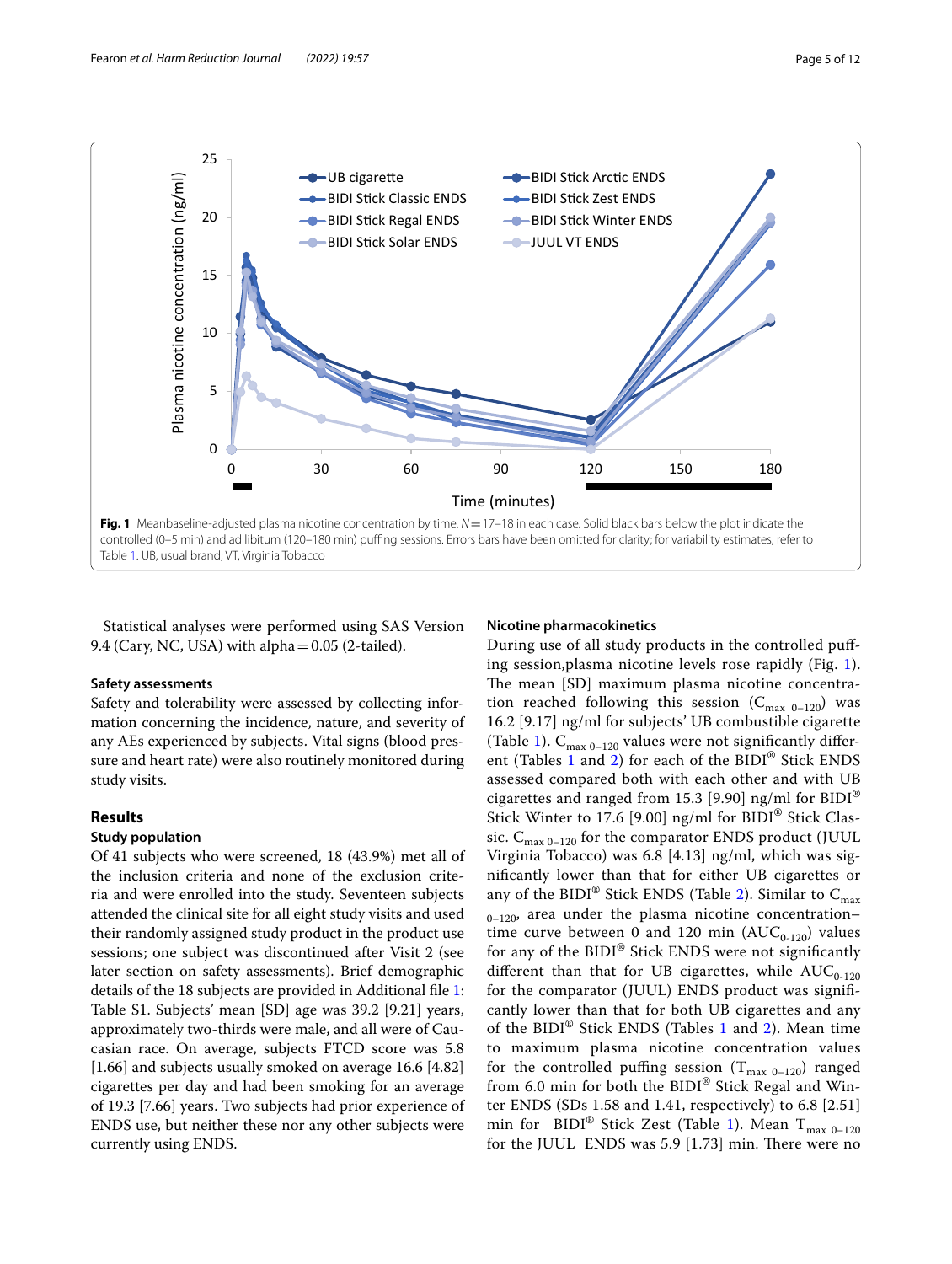**Fig. 1** Meanbaseline-adjusted plasma nicotine concentration by time. $N = 17$–18 in each case. Solid black bars below the plot indicate the controlled (0–5 min) and ad libitum (120–180 min) puffing sessions. Errors bars have been omitted for clarity; for variability estimates, refer to Table 1. UB, usual brand; VT, Virginia Tobacco

Statistical analyses were performed using SAS Version 9.4 (Cary, NC, USA) with alpha = 0.05 (2-tailed).

### Safety assessments

Safety and tolerability were assessed by collecting information concerning the incidence, nature, and severity of any AEs experienced by subjects. Vital signs (blood pressure and heart rate) were also routinely monitored during study visits.

## Results

### Study population

Of 41 subjects who were screened, 18 (43.9%) met all of the inclusion criteria and none of the exclusion criteria and were enrolled into the study. Seventeen subjects attended the clinical site for all eight study visits and used their randomly assigned study product in the product use sessions; one subject was discontinued after Visit 2 (see later section on safety assessments). Brief demographic details of the 18 subjects are provided in Additional file 1: Table S1. Subjects' mean [SD] age was 39.2 [9.21] years, approximately two-thirds were male, and all were of Caucasian race. On average, subjects FTCD score was 5.8 [1.66] and subjects usually smoked on average 16.6 [4.82] cigarettes per day and had been smoking for an average of 19.3 [7.66] years. Two subjects had prior experience of ENDS use, but neither these nor any other subjects were currently using ENDS.

### Nicotine pharmacokinetics

During use of all study products in the controlled puffing session,plasma nicotine levels rose rapidly (Fig. 1). The mean [SD] maximum plasma nicotine concentration reached following this session ($C_{max\ 0-120}$) was 16.2 [9.17] ng/ml for subjects' UB combustible cigarette (Table 1). $C_{max\ 0-120}$ values were not significantly different (Tables 1 and 2) for each of the BIDI® Stick ENDS assessed compared both with each other and with UB cigarettes and ranged from 15.3 [9.90] ng/ml for BIDI® Stick Winter to 17.6 [9.00] ng/ml for BIDI® Stick Classic. $C_{max\ 0-120}$ for the comparator ENDS product (JUUL Virginia Tobacco) was 6.8 [4.13] ng/ml, which was significantly lower than that for either UB cigarettes or any of the BIDI® Stick ENDS (Table 2). Similar to $C_{max\ 0-120}$, area under the plasma nicotine concentration–time curve between 0 and 120 min ($AUC_{0-120}$) values for any of the BIDI® Stick ENDS were not significantly different than that for UB cigarettes, while $AUC_{0-120}$ for the comparator (JUUL) ENDS product was significantly lower than that for both UB cigarettes and any of the BIDI® Stick ENDS (Tables 1 and 2). Mean time to maximum plasma nicotine concentration values for the controlled puffing session ($T_{max\ 0-120}$) ranged from 6.0 min for both the BIDI® Stick Regal and Winter ENDS (SDs 1.58 and 1.41, respectively) to 6.8 [2.51] min for BIDI® Stick Zest (Table 1). Mean $T_{max\ 0-120}$ for the JUUL ENDS was 5.9 [1.73] min. There were no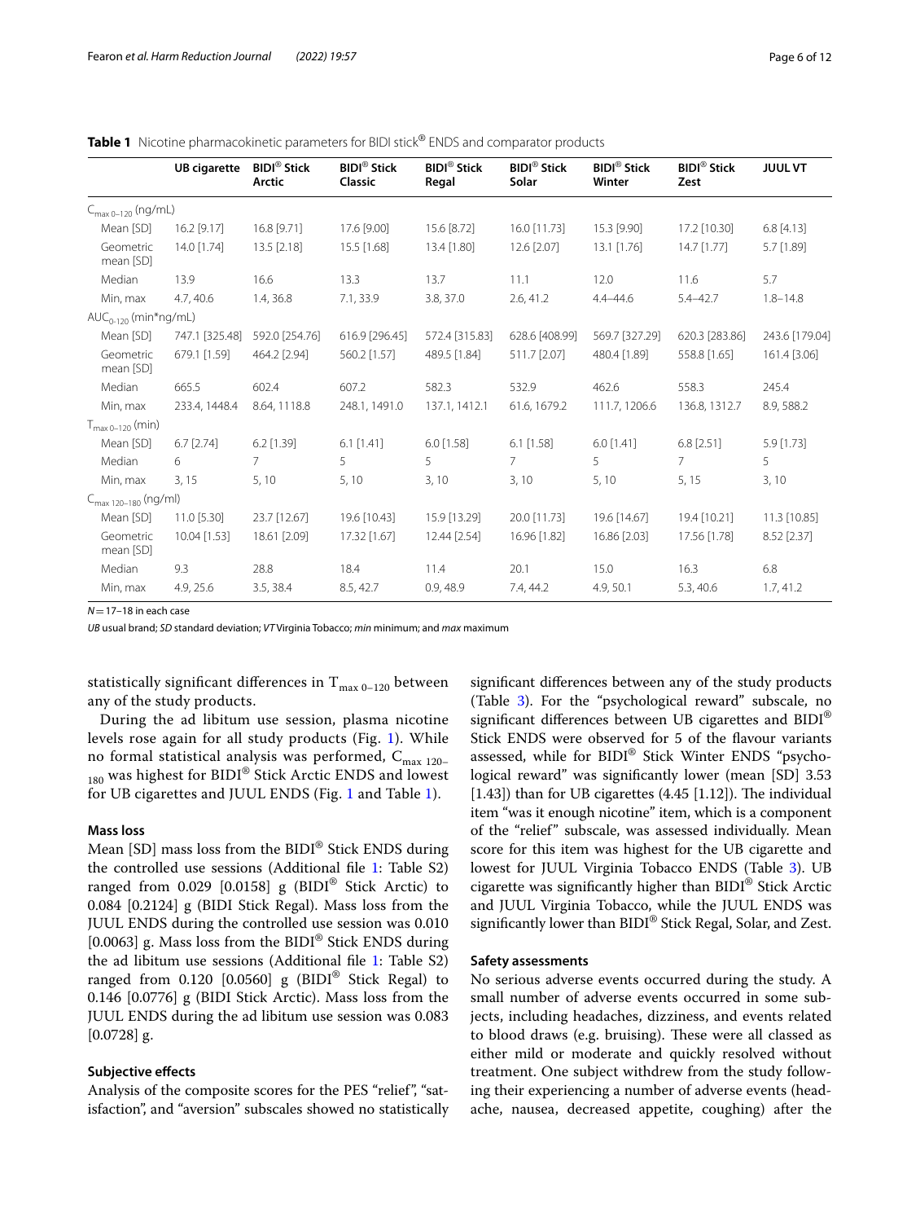**Table 1** Nicotine pharmacokinetic parameters for BIDI stick® ENDS and comparator products

| | UB cigarette | BIDI® Stick Arctic | BIDI® Stick Classic | BIDI® Stick Regal | BIDI® Stick Solar | BIDI® Stick Winter | BIDI® Stick Zest | JUUL VT |
|---|---|---|---|---|---|---|---|---|
| $C_{max\ 0-120}$ (ng/mL) | | | | | | | | |
| Mean [SD] | 16.2 [9.17] | 16.8 [9.71] | 17.6 [9.00] | 15.6 [8.72] | 16.0 [11.73] | 15.3 [9.90] | 17.2 [10.30] | 6.8 [4.13] |
| Geometric mean [SD] | 14.0 [1.74] | 13.5 [2.18] | 15.5 [1.68] | 13.4 [1.80] | 12.6 [2.07] | 13.1 [1.76] | 14.7 [1.77] | 5.7 [1.89] |
| Median | 13.9 | 16.6 | 13.3 | 13.7 | 11.1 | 12.0 | 11.6 | 5.7 |
| Min, max | 4.7, 40.6 | 1.4, 36.8 | 7.1, 33.9 | 3.8, 37.0 | 2.6, 41.2 | 4.4–44.6 | 5.4–42.7 | 1.8–14.8 |
| $AUC_{0-120}$ (min*ng/mL) | | | | | | | | |
| Mean [SD] | 747.1 [325.48] | 592.0 [254.76] | 616.9 [296.45] | 572.4 [315.83] | 628.6 [408.99] | 569.7 [327.29] | 620.3 [283.86] | 243.6 [179.04] |
| Geometric mean [SD] | 679.1 [1.59] | 464.2 [2.94] | 560.2 [1.57] | 489.5 [1.84] | 511.7 [2.07] | 480.4 [1.89] | 558.8 [1.65] | 161.4 [3.06] |
| Median | 665.5 | 602.4 | 607.2 | 582.3 | 532.9 | 462.6 | 558.3 | 245.4 |
| Min, max | 233.4, 1448.4 | 8.64, 1118.8 | 248.1, 1491.0 | 137.1, 1412.1 | 61.6, 1679.2 | 111.7, 1206.6 | 136.8, 1312.7 | 8.9, 588.2 |
| $T_{max\ 0-120}$ (min) | | | | | | | | |
| Mean [SD] | 6.7 [2.74] | 6.2 [1.39] | 6.1 [1.41] | 6.0 [1.58] | 6.1 [1.58] | 6.0 [1.41] | 6.8 [2.51] | 5.9 [1.73] |
| Median | 6 | 7 | 5 | 5 | 7 | 5 | 7 | 5 |
| Min, max | 3, 15 | 5, 10 | 5, 10 | 3, 10 | 3, 10 | 5, 10 | 5, 15 | 3, 10 |
| $C_{max\ 120-180}$ (ng/ml) | | | | | | | | |
| Mean [SD] | 11.0 [5.30] | 23.7 [12.67] | 19.6 [10.43] | 15.9 [13.29] | 20.0 [11.73] | 19.6 [14.67] | 19.4 [10.21] | 11.3 [10.85] |
| Geometric mean [SD] | 10.04 [1.53] | 18.61 [2.09] | 17.32 [1.67] | 12.44 [2.54] | 16.96 [1.82] | 16.86 [2.03] | 17.56 [1.78] | 8.52 [2.37] |
| Median | 9.3 | 28.8 | 18.4 | 11.4 | 20.1 | 15.0 | 16.3 | 6.8 |
| Min, max | 4.9, 25.6 | 3.5, 38.4 | 8.5, 42.7 | 0.9, 48.9 | 7.4, 44.2 | 4.9, 50.1 | 5.3, 40.6 | 1.7, 41.2 |

$N = 17–18$ in each case

*UB* usual brand; *SD* standard deviation; *VT* Virginia Tobacco; *min* minimum; and *max* maximum

statistically significant differences in $T_{max\ 0-120}$ between any of the study products.

During the ad libitum use session, plasma nicotine levels rose again for all study products (Fig. 1). While no formal statistical analysis was performed, $C_{max\ 120-180}$ was highest for BIDI® Stick Arctic ENDS and lowest for UB cigarettes and JUUL ENDS (Fig. 1 and Table 1).

### Mass loss

Mean [SD] mass loss from the BIDI® Stick ENDS during the controlled use sessions (Additional file 1: Table S2) ranged from 0.029 [0.0158] g (BIDI® Stick Arctic) to 0.084 [0.2124] g (BIDI Stick Regal). Mass loss from the JUUL ENDS during the controlled use session was 0.010 [0.0063] g. Mass loss from the BIDI® Stick ENDS during the ad libitum use sessions (Additional file 1: Table S2) ranged from 0.120 [0.0560] g (BIDI® Stick Regal) to 0.146 [0.0776] g (BIDI Stick Arctic). Mass loss from the JUUL ENDS during the ad libitum use session was 0.083 [0.0728] g.

### Subjective effects

Analysis of the composite scores for the PES "relief", "satisfaction", and "aversion" subscales showed no statistically significant differences between any of the study products (Table 3). For the "psychological reward" subscale, no significant differences between UB cigarettes and BIDI® Stick ENDS were observed for 5 of the flavour variants assessed, while for BIDI® Stick Winter ENDS "psychological reward" was significantly lower (mean [SD] 3.53 [1.43]) than for UB cigarettes (4.45 [1.12]). The individual item "was it enough nicotine" item, which is a component of the "relief" subscale, was assessed individually. Mean score for this item was highest for the UB cigarette and lowest for JUUL Virginia Tobacco ENDS (Table 3). UB cigarette was significantly higher than BIDI® Stick Arctic and JUUL Virginia Tobacco, while the JUUL ENDS was significantly lower than BIDI® Stick Regal, Solar, and Zest.

### Safety assessments

No serious adverse events occurred during the study. A small number of adverse events occurred in some subjects, including headaches, dizziness, and events related to blood draws (e.g. bruising). These were all classed as either mild or moderate and quickly resolved without treatment. One subject withdrew from the study following their experiencing a number of adverse events (headache, nausea, decreased appetite, coughing) after the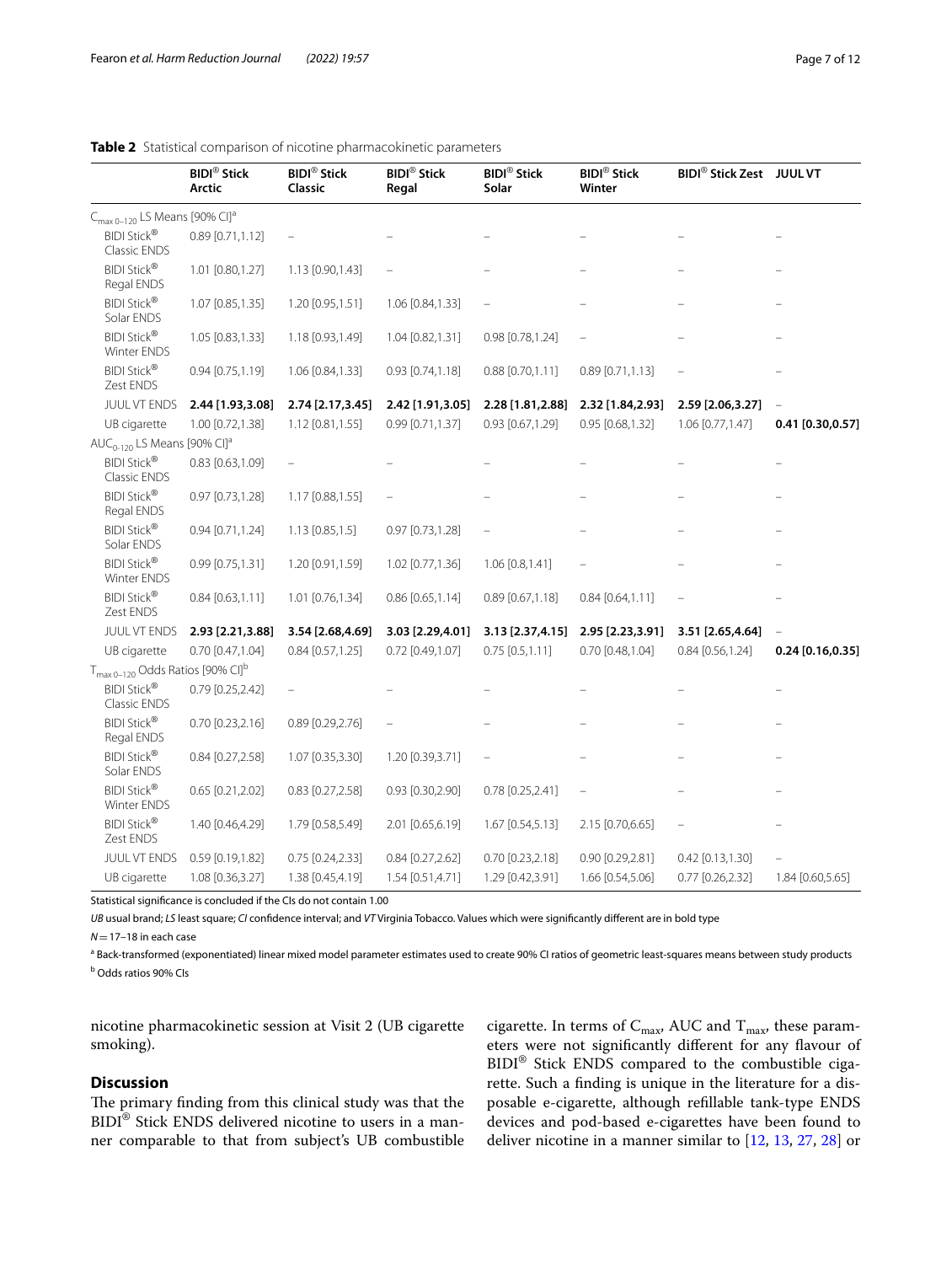**Table 2** Statistical comparison of nicotine pharmacokinetic parameters

| | BIDI® Stick Arctic | BIDI® Stick Classic | BIDI® Stick Regal | BIDI® Stick Solar | BIDI® Stick Winter | BIDI® Stick Zest | JUUL VT |
|---|---|---|---|---|---|---|---|
| $C_{max\ 0-120}$ LS Means [90% CI][a] | | | | | | | |
| BIDI Stick® Classic ENDS | 0.89 [0.71,1.12] | – | – | – | – | – | – |
| BIDI Stick® Regal ENDS | 1.01 [0.80,1.27] | 1.13 [0.90,1.43] | – | – | – | – | – |
| BIDI Stick® Solar ENDS | 1.07 [0.85,1.35] | 1.20 [0.95,1.51] | 1.06 [0.84,1.33] | – | – | – | – |
| BIDI Stick® Winter ENDS | 1.05 [0.83,1.33] | 1.18 [0.93,1.49] | 1.04 [0.82,1.31] | 0.98 [0.78,1.24] | – | – | – |
| BIDI Stick® Zest ENDS | 0.94 [0.75,1.19] | 1.06 [0.84,1.33] | 0.93 [0.74,1.18] | 0.88 [0.70,1.11] | 0.89 [0.71,1.13] | – | – |
| JUUL VT ENDS | **2.44 [1.93,3.08]** | **2.74 [2.17,3.45]** | **2.42 [1.91,3.05]** | **2.28 [1.81,2.88]** | **2.32 [1.84,2.93]** | **2.59 [2.06,3.27]** | – |
| UB cigarette | 1.00 [0.72,1.38] | 1.12 [0.81,1.55] | 0.99 [0.71,1.37] | 0.93 [0.67,1.29] | 0.95 [0.68,1.32] | 1.06 [0.77,1.47] | **0.41 [0.30,0.57]** |
| $AUC_{0-120}$ LS Means [90% CI][a] | | | | | | | |
| BIDI Stick® Classic ENDS | 0.83 [0.63,1.09] | – | – | – | – | – | – |
| BIDI Stick® Regal ENDS | 0.97 [0.73,1.28] | 1.17 [0.88,1.55] | – | – | – | – | – |
| BIDI Stick® Solar ENDS | 0.94 [0.71,1.24] | 1.13 [0.85,1.5] | 0.97 [0.73,1.28] | – | – | – | – |
| BIDI Stick® Winter ENDS | 0.99 [0.75,1.31] | 1.20 [0.91,1.59] | 1.02 [0.77,1.36] | 1.06 [0.8,1.41] | – | – | – |
| BIDI Stick® Zest ENDS | 0.84 [0.63,1.11] | 1.01 [0.76,1.34] | 0.86 [0.65,1.14] | 0.89 [0.67,1.18] | 0.84 [0.64,1.11] | – | – |
| JUUL VT ENDS | **2.93 [2.21,3.88]** | **3.54 [2.68,4.69]** | **3.03 [2.29,4.01]** | **3.13 [2.37,4.15]** | **2.95 [2.23,3.91]** | **3.51 [2.65,4.64]** | – |
| UB cigarette | 0.70 [0.47,1.04] | 0.84 [0.57,1.25] | 0.72 [0.49,1.07] | 0.75 [0.5,1.11] | 0.70 [0.48,1.04] | 0.84 [0.56,1.24] | **0.24 [0.16,0.35]** |
| $T_{max\ 0-120}$ Odds Ratios [90% CI][b] | | | | | | | |
| BIDI Stick® Classic ENDS | 0.79 [0.25,2.42] | – | – | – | – | – | – |
| BIDI Stick® Regal ENDS | 0.70 [0.23,2.16] | 0.89 [0.29,2.76] | – | – | – | – | – |
| BIDI Stick® Solar ENDS | 0.84 [0.27,2.58] | 1.07 [0.35,3.30] | 1.20 [0.39,3.71] | – | – | – | – |
| BIDI Stick® Winter ENDS | 0.65 [0.21,2.02] | 0.83 [0.27,2.58] | 0.93 [0.30,2.90] | 0.78 [0.25,2.41] | – | – | – |
| BIDI Stick® Zest ENDS | 1.40 [0.46,4.29] | 1.79 [0.58,5.49] | 2.01 [0.65,6.19] | 1.67 [0.54,5.13] | 2.15 [0.70,6.65] | – | – |
| JUUL VT ENDS | 0.59 [0.19,1.82] | 0.75 [0.24,2.33] | 0.84 [0.27,2.62] | 0.70 [0.23,2.18] | 0.90 [0.29,2.81] | 0.42 [0.13,1.30] | – |
| UB cigarette | 1.08 [0.36,3.27] | 1.38 [0.45,4.19] | 1.54 [0.51,4.71] | 1.29 [0.42,3.91] | 1.66 [0.54,5.06] | 0.77 [0.26,2.32] | 1.84 [0.60,5.65] |

Statistical significance is concluded if the CIs do not contain 1.00

*UB* usual brand; *LS* least square; *CI* confidence interval; and *VT* Virginia Tobacco. Values which were significantly different are in bold type

$N = 17–18$ in each case

[a] Back-transformed (exponentiated) linear mixed model parameter estimates used to create 90% CI ratios of geometric least-squares means between study products

[b] Odds ratios 90% CIs

nicotine pharmacokinetic session at Visit 2 (UB cigarette smoking).

## Discussion

The primary finding from this clinical study was that the BIDI® Stick ENDS delivered nicotine to users in a manner comparable to that from subject's UB combustible cigarette. In terms of $C_{max}$, AUC and $T_{max}$, these parameters were not significantly different for any flavour of BIDI® Stick ENDS compared to the combustible cigarette. Such a finding is unique in the literature for a disposable e-cigarette, although refillable tank-type ENDS devices and pod-based e-cigarettes have been found to deliver nicotine in a manner similar to [12, 13, 27, 28] or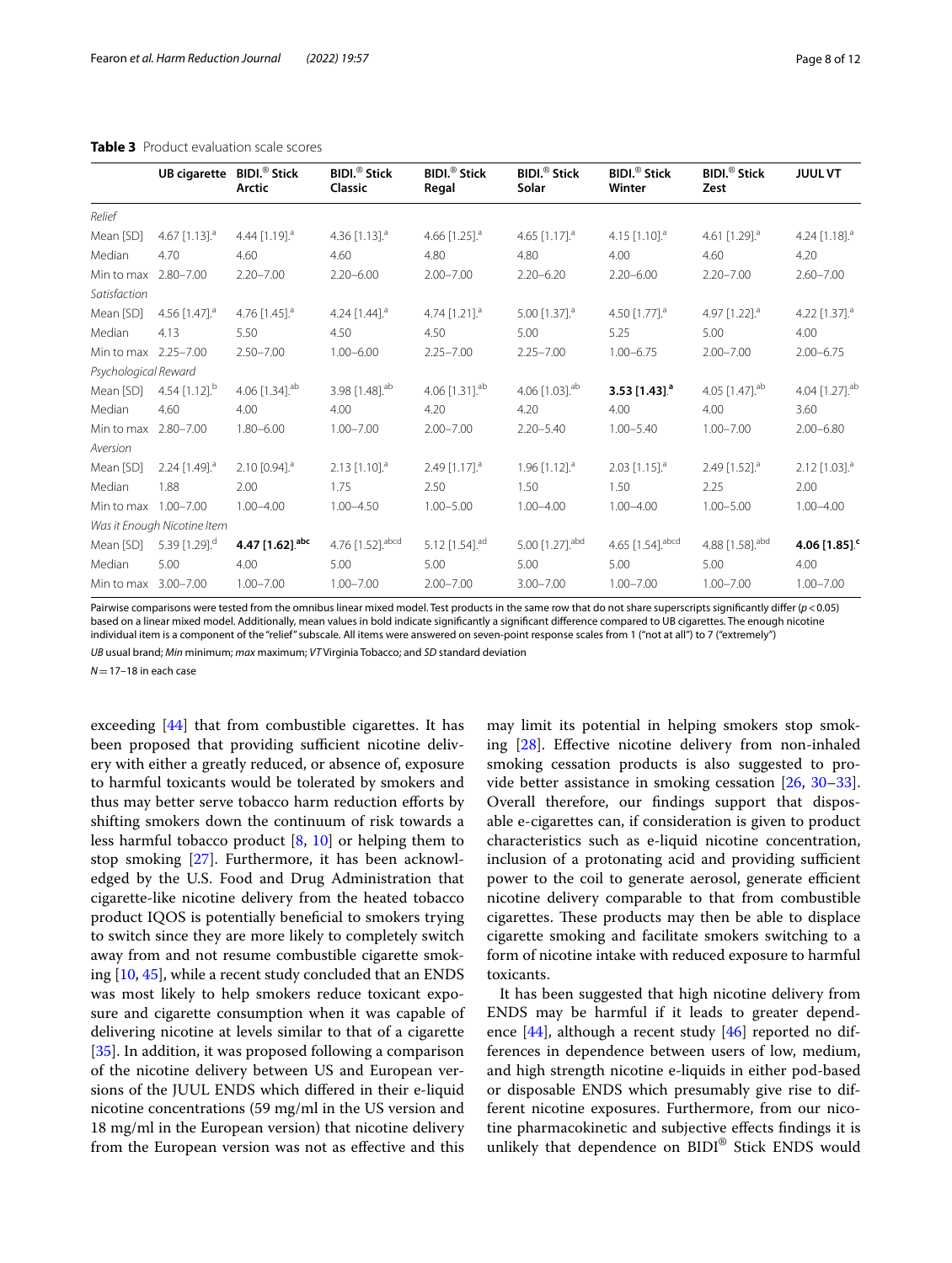**Table 3** Product evaluation scale scores

| | UB cigarette | BIDI.® Stick Arctic | BIDI.® Stick Classic | BIDI.® Stick Regal | BIDI.® Stick Solar | BIDI.® Stick Winter | BIDI.® Stick Zest | JUUL VT |
|---|---|---|---|---|---|---|---|---|
| *Relief* | | | | | | | | |
| Mean [SD] | 4.67 [1.13].[a] | 4.44 [1.19].[a] | 4.36 [1.13].[a] | 4.66 [1.25].[a] | 4.65 [1.17].[a] | 4.15 [1.10].[a] | 4.61 [1.29].[a] | 4.24 [1.18].[a] |
| Median | 4.70 | 4.60 | 4.60 | 4.80 | 4.80 | 4.00 | 4.60 | 4.20 |
| Min to max | 2.80–7.00 | 2.20–7.00 | 2.20–6.00 | 2.00–7.00 | 2.20–6.20 | 2.20–6.00 | 2.20–7.00 | 2.60–7.00 |
| *Satisfaction* | | | | | | | | |
| Mean [SD] | 4.56 [1.47].[a] | 4.76 [1.45].[a] | 4.24 [1.44].[a] | 4.74 [1.21].[a] | 5.00 [1.37].[a] | 4.50 [1.77].[a] | 4.97 [1.22].[a] | 4.22 [1.37].[a] |
| Median | 4.13 | 5.50 | 4.50 | 4.50 | 5.00 | 5.25 | 5.00 | 4.00 |
| Min to max | 2.25–7.00 | 2.50–7.00 | 1.00–6.00 | 2.25–7.00 | 2.25–7.00 | 1.00–6.75 | 2.00–7.00 | 2.00–6.75 |
| *Psychological Reward* | | | | | | | | |
| Mean [SD] | 4.54 [1.12].[b] | 4.06 [1.34].[ab] | 3.98 [1.48].[ab] | 4.06 [1.31].[ab] | 4.06 [1.03].[ab] | **3.53 [1.43].[a]** | 4.05 [1.47].[ab] | 4.04 [1.27].[ab] |
| Median | 4.60 | 4.00 | 4.00 | 4.20 | 4.20 | 4.00 | 4.00 | 3.60 |
| Min to max | 2.80–7.00 | 1.80–6.00 | 1.00–7.00 | 2.00–7.00 | 2.20–5.40 | 1.00–5.40 | 1.00–7.00 | 2.00–6.80 |
| *Aversion* | | | | | | | | |
| Mean [SD] | 2.24 [1.49].[a] | 2.10 [0.94].[a] | 2.13 [1.10].[a] | 2.49 [1.17].[a] | 1.96 [1.12].[a] | 2.03 [1.15].[a] | 2.49 [1.52].[a] | 2.12 [1.03].[a] |
| Median | 1.88 | 2.00 | 1.75 | 2.50 | 1.50 | 1.50 | 2.25 | 2.00 |
| Min to max | 1.00–7.00 | 1.00–4.00 | 1.00–4.50 | 1.00–5.00 | 1.00–4.00 | 1.00–4.00 | 1.00–5.00 | 1.00–4.00 |
| *Was it Enough Nicotine Item* | | | | | | | | |
| Mean [SD] | 5.39 [1.29].[d] | **4.47 [1.62].[abc]** | 4.76 [1.52].[abcd] | 5.12 [1.54].[ad] | 5.00 [1.27].[abd] | 4.65 [1.54].[abcd] | 4.88 [1.58].[abd] | **4.06 [1.85].[c]** |
| Median | 5.00 | 4.00 | 5.00 | 5.00 | 5.00 | 5.00 | 5.00 | 4.00 |
| Min to max | 3.00–7.00 | 1.00–7.00 | 1.00–7.00 | 2.00–7.00 | 3.00–7.00 | 1.00–7.00 | 1.00–7.00 | 1.00–7.00 |

Pairwise comparisons were tested from the omnibus linear mixed model. Test products in the same row that do not share superscripts significantly differ ($p < 0.05$) based on a linear mixed model. Additionally, mean values in bold indicate significantly a significant difference compared to UB cigarettes. The enough nicotine individual item is a component of the "relief" subscale. All items were answered on seven-point response scales from 1 ("not at all") to 7 ("extremely")

*UB* usual brand; *Min* minimum; *max* maximum; *VT* Virginia Tobacco; and *SD* standard deviation

$N = 17–18$ in each case

exceeding [44] that from combustible cigarettes. It has been proposed that providing sufficient nicotine delivery with either a greatly reduced, or absence of, exposure to harmful toxicants would be tolerated by smokers and thus may better serve tobacco harm reduction efforts by shifting smokers down the continuum of risk towards a less harmful tobacco product [8, 10] or helping them to stop smoking [27]. Furthermore, it has been acknowledged by the U.S. Food and Drug Administration that cigarette-like nicotine delivery from the heated tobacco product IQOS is potentially beneficial to smokers trying to switch since they are more likely to completely switch away from and not resume combustible cigarette smoking [10, 45], while a recent study concluded that an ENDS was most likely to help smokers reduce toxicant exposure and cigarette consumption when it was capable of delivering nicotine at levels similar to that of a cigarette [35]. In addition, it was proposed following a comparison of the nicotine delivery between US and European versions of the JUUL ENDS which differed in their e-liquid nicotine concentrations (59 mg/ml in the US version and 18 mg/ml in the European version) that nicotine delivery from the European version was not as effective and this may limit its potential in helping smokers stop smoking [28]. Effective nicotine delivery from non-inhaled smoking cessation products is also suggested to provide better assistance in smoking cessation [26, 30–33]. Overall therefore, our findings support that disposable e-cigarettes can, if consideration is given to product characteristics such as e-liquid nicotine concentration, inclusion of a protonating acid and providing sufficient power to the coil to generate aerosol, generate efficient nicotine delivery comparable to that from combustible cigarettes. These products may then be able to displace cigarette smoking and facilitate smokers switching to a form of nicotine intake with reduced exposure to harmful toxicants.

It has been suggested that high nicotine delivery from ENDS may be harmful if it leads to greater dependence [44], although a recent study [46] reported no differences in dependence between users of low, medium, and high strength nicotine e-liquids in either pod-based or disposable ENDS which presumably give rise to different nicotine exposures. Furthermore, from our nicotine pharmacokinetic and subjective effects findings it is unlikely that dependence on BIDI® Stick ENDS would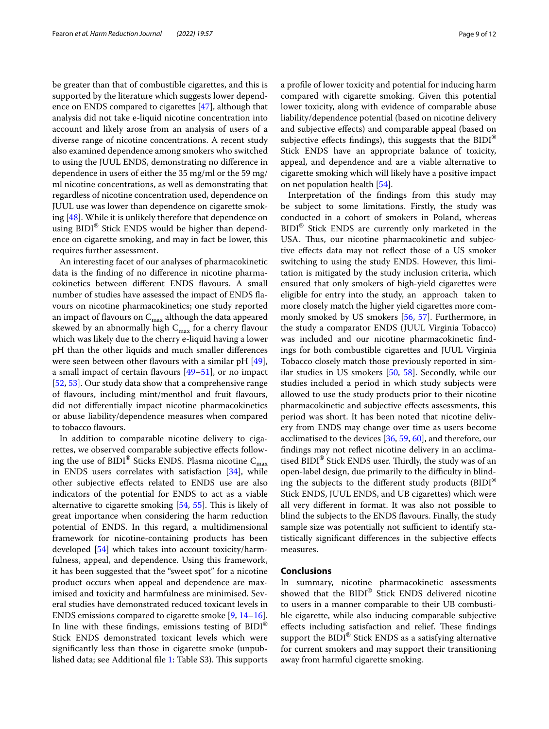be greater than that of combustible cigarettes, and this is supported by the literature which suggests lower dependence on ENDS compared to cigarettes [47], although that analysis did not take e-liquid nicotine concentration into account and likely arose from an analysis of users of a diverse range of nicotine concentrations. A recent study also examined dependence among smokers who switched to using the JUUL ENDS, demonstrating no difference in dependence in users of either the 35 mg/ml or the 59 mg/ml nicotine concentrations, as well as demonstrating that regardless of nicotine concentration used, dependence on JUUL use was lower than dependence on cigarette smoking [48]. While it is unlikely therefore that dependence on using BIDI® Stick ENDS would be higher than dependence on cigarette smoking, and may in fact be lower, this requires further assessment.

An interesting facet of our analyses of pharmacokinetic data is the finding of no difference in nicotine pharmacokinetics between different ENDS flavours. A small number of studies have assessed the impact of ENDS flavours on nicotine pharmacokinetics; one study reported an impact of flavours on $C_{max}$ although the data appeared skewed by an abnormally high $C_{max}$ for a cherry flavour which was likely due to the cherry e-liquid having a lower pH than the other liquids and much smaller differences were seen between other flavours with a similar pH [49], a small impact of certain flavours [49–51], or no impact [52, 53]. Our study data show that a comprehensive range of flavours, including mint/menthol and fruit flavours, did not differentially impact nicotine pharmacokinetics or abuse liability/dependence measures when compared to tobacco flavours.

In addition to comparable nicotine delivery to cigarettes, we observed comparable subjective effects following the use of BIDI® Sticks ENDS. Plasma nicotine $C_{max}$ in ENDS users correlates with satisfaction [34], while other subjective effects related to ENDS use are also indicators of the potential for ENDS to act as a viable alternative to cigarette smoking [54, 55]. This is likely of great importance when considering the harm reduction potential of ENDS. In this regard, a multidimensional framework for nicotine-containing products has been developed [54] which takes into account toxicity/harmfulness, appeal, and dependence. Using this framework, it has been suggested that the "sweet spot" for a nicotine product occurs when appeal and dependence are maximised and toxicity and harmfulness are minimised. Several studies have demonstrated reduced toxicant levels in ENDS emissions compared to cigarette smoke [9, 14–16]. In line with these findings, emissions testing of BIDI® Stick ENDS demonstrated toxicant levels which were significantly less than those in cigarette smoke (unpublished data; see Additional file 1: Table S3). This supports a profile of lower toxicity and potential for inducing harm compared with cigarette smoking. Given this potential lower toxicity, along with evidence of comparable abuse liability/dependence potential (based on nicotine delivery and subjective effects) and comparable appeal (based on subjective effects findings), this suggests that the BIDI® Stick ENDS have an appropriate balance of toxicity, appeal, and dependence and are a viable alternative to cigarette smoking which will likely have a positive impact on net population health [54].

Interpretation of the findings from this study may be subject to some limitations. Firstly, the study was conducted in a cohort of smokers in Poland, whereas BIDI® Stick ENDS are currently only marketed in the USA. Thus, our nicotine pharmacokinetic and subjective effects data may not reflect those of a US smoker switching to using the study ENDS. However, this limitation is mitigated by the study inclusion criteria, which ensured that only smokers of high-yield cigarettes were eligible for entry into the study, an approach taken to more closely match the higher yield cigarettes more commonly smoked by US smokers [56, 57]. Furthermore, in the study a comparator ENDS (JUUL Virginia Tobacco) was included and our nicotine pharmacokinetic findings for both combustible cigarettes and JUUL Virginia Tobacco closely match those previously reported in similar studies in US smokers [50, 58]. Secondly, while our studies included a period in which study subjects were allowed to use the study products prior to their nicotine pharmacokinetic and subjective effects assessments, this period was short. It has been noted that nicotine delivery from ENDS may change over time as users become acclimatised to the devices [36, 59, 60], and therefore, our findings may not reflect nicotine delivery in an acclimatised BIDI® Stick ENDS user. Thirdly, the study was of an open-label design, due primarily to the difficulty in blinding the subjects to the different study products (BIDI® Stick ENDS, JUUL ENDS, and UB cigarettes) which were all very different in format. It was also not possible to blind the subjects to the ENDS flavours. Finally, the study sample size was potentially not sufficient to identify statistically significant differences in the subjective effects measures.

## Conclusions

In summary, nicotine pharmacokinetic assessments showed that the BIDI® Stick ENDS delivered nicotine to users in a manner comparable to their UB combustible cigarette, while also inducing comparable subjective effects including satisfaction and relief. These findings support the BIDI® Stick ENDS as a satisfying alternative for current smokers and may support their transitioning away from harmful cigarette smoking.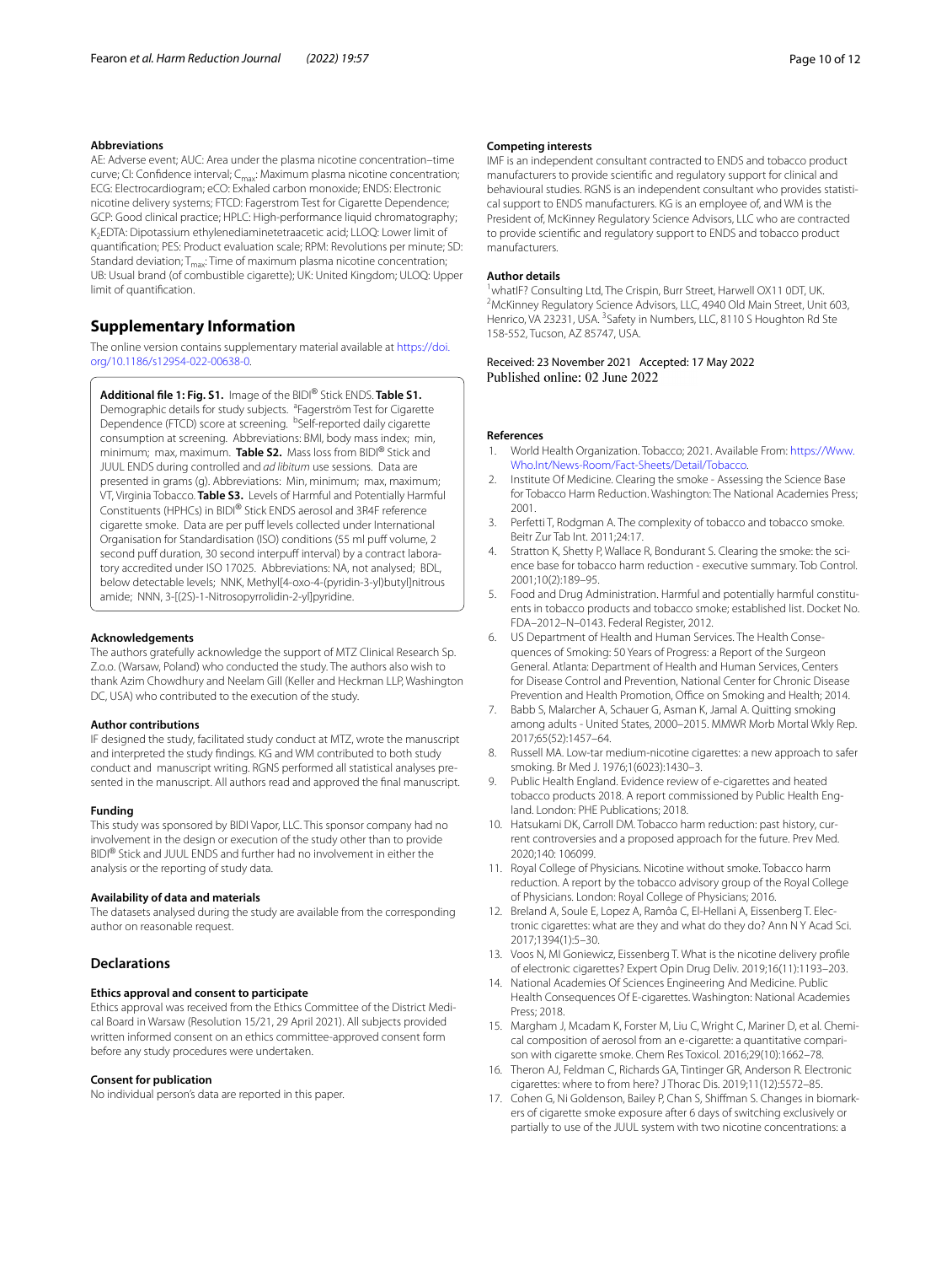### Abbreviations

AE: Adverse event; AUC: Area under the plasma nicotine concentration–time curve; CI: Confidence interval; $C_{max}$: Maximum plasma nicotine concentration; ECG: Electrocardiogram; eCO: Exhaled carbon monoxide; ENDS: Electronic nicotine delivery systems; FTCD: Fagerstrom Test for Cigarette Dependence; GCP: Good clinical practice; HPLC: High-performance liquid chromatography; $K_2$EDTA: Dipotassium ethylenediaminetetraacetic acid; LLOQ: Lower limit of quantification; PES: Product evaluation scale; RPM: Revolutions per minute; SD: Standard deviation; $T_{max}$: Time of maximum plasma nicotine concentration; UB: Usual brand (of combustible cigarette); UK: United Kingdom; ULOQ: Upper limit of quantification.

## Supplementary Information

The online version contains supplementary material available at https://doi.org/10.1186/s12954-022-00638-0.

**Additional file 1: Fig. S1.** Image of the BIDI® Stick ENDS. **Table S1.** Demographic details for study subjects. [a]Fagerström Test for Cigarette Dependence (FTCD) score at screening. [b]Self-reported daily cigarette consumption at screening. Abbreviations: BMI, body mass index; min, minimum; max, maximum. **Table S2.** Mass loss from BIDI® Stick and JUUL ENDS during controlled and *ad libitum* use sessions. Data are presented in grams (g). Abbreviations: Min, minimum; max, maximum; VT, Virginia Tobacco. **Table S3.** Levels of Harmful and Potentially Harmful Constituents (HPHCs) in BIDI® Stick ENDS aerosol and 3R4F reference cigarette smoke. Data are per puff levels collected under International Organisation for Standardisation (ISO) conditions (55 ml puff volume, 2 second puff duration, 30 second interpuff interval) by a contract laboratory accredited under ISO 17025. Abbreviations: NA, not analysed; BDL, below detectable levels; NNK, Methyl[4-oxo-4-(pyridin-3-yl)butyl]nitrous amide; NNN, 3-[(2S)-1-Nitrosopyrrolidin-2-yl]pyridine.

### Acknowledgements

The authors gratefully acknowledge the support of MTZ Clinical Research Sp. Z.o.o. (Warsaw, Poland) who conducted the study. The authors also wish to thank Azim Chowdhury and Neelam Gill (Keller and Heckman LLP, Washington DC, USA) who contributed to the execution of the study.

### Author contributions

IF designed the study, facilitated study conduct at MTZ, wrote the manuscript and interpreted the study findings. KG and WM contributed to both study conduct and manuscript writing. RGNS performed all statistical analyses presented in the manuscript. All authors read and approved the final manuscript.

### Funding

This study was sponsored by BIDI Vapor, LLC. This sponsor company had no involvement in the design or execution of the study other than to provide BIDI® Stick and JUUL ENDS and further had no involvement in either the analysis or the reporting of study data.

### Availability of data and materials

The datasets analysed during the study are available from the corresponding author on reasonable request.

## Declarations

### Ethics approval and consent to participate

Ethics approval was received from the Ethics Committee of the District Medical Board in Warsaw (Resolution 15/21, 29 April 2021). All subjects provided written informed consent on an ethics committee-approved consent form before any study procedures were undertaken.

### Consent for publication

No individual person's data are reported in this paper.

### Competing interests

IMF is an independent consultant contracted to ENDS and tobacco product manufacturers to provide scientific and regulatory support for clinical and behavioural studies. RGNS is an independent consultant who provides statistical support to ENDS manufacturers. KG is an employee of, and WM is the President of, McKinney Regulatory Science Advisors, LLC who are contracted to provide scientific and regulatory support to ENDS and tobacco product manufacturers.

### Author details

[1]whatIF? Consulting Ltd, The Crispin, Burr Street, Harwell OX11 0DT, UK. [2]McKinney Regulatory Science Advisors, LLC, 4940 Old Main Street, Unit 603, Henrico, VA 23231, USA. [3]Safety in Numbers, LLC, 8110 S Houghton Rd Ste 158-552, Tucson, AZ 85747, USA.

Received: 23 November 2021 Accepted: 17 May 2022
Published online: 02 June 2022

### References

1. World Health Organization. Tobacco; 2021. Available From: https://Www.Who.Int/News-Room/Fact-Sheets/Detail/Tobacco.
2. Institute Of Medicine. Clearing the smoke - Assessing the Science Base for Tobacco Harm Reduction. Washington: The National Academies Press; 2001.
3. Perfetti T, Rodgman A. The complexity of tobacco and tobacco smoke. Beitr Zur Tab Int. 2011;24:17.
4. Stratton K, Shetty P, Wallace R, Bondurant S. Clearing the smoke: the science base for tobacco harm reduction - executive summary. Tob Control. 2001;10(2):189–95.
5. Food and Drug Administration. Harmful and potentially harmful constituents in tobacco products and tobacco smoke; established list. Docket No. FDA–2012–N–0143. Federal Register, 2012.
6. US Department of Health and Human Services. The Health Consequences of Smoking: 50 Years of Progress: a Report of the Surgeon General. Atlanta: Department of Health and Human Services, Centers for Disease Control and Prevention, National Center for Chronic Disease Prevention and Health Promotion, Office on Smoking and Health; 2014.
7. Babb S, Malarcher A, Schauer G, Asman K, Jamal A. Quitting smoking among adults - United States, 2000–2015. MMWR Morb Mortal Wkly Rep. 2017;65(52):1457–64.
8. Russell MA. Low-tar medium-nicotine cigarettes: a new approach to safer smoking. Br Med J. 1976;1(6023):1430–3.
9. Public Health England. Evidence review of e-cigarettes and heated tobacco products 2018. A report commissioned by Public Health England. London: PHE Publications; 2018.
10. Hatsukami DK, Carroll DM. Tobacco harm reduction: past history, current controversies and a proposed approach for the future. Prev Med. 2020;140: 106099.
11. Royal College of Physicians. Nicotine without smoke. Tobacco harm reduction. A report by the tobacco advisory group of the Royal College of Physicians. London: Royal College of Physicians; 2016.
12. Breland A, Soule E, Lopez A, Ramôa C, El-Hellani A, Eissenberg T. Electronic cigarettes: what are they and what do they do? Ann N Y Acad Sci. 2017;1394(1):5–30.
13. Voos N, Ml Goniewicz, Eissenberg T. What is the nicotine delivery profile of electronic cigarettes? Expert Opin Drug Deliv. 2019;16(11):1193–203.
14. National Academies Of Sciences Engineering And Medicine. Public Health Consequences Of E-cigarettes. Washington: National Academies Press; 2018.
15. Margham J, Mcadam K, Forster M, Liu C, Wright C, Mariner D, et al. Chemical composition of aerosol from an e-cigarette: a quantitative comparison with cigarette smoke. Chem Res Toxicol. 2016;29(10):1662–78.
16. Theron AJ, Feldman C, Richards GA, Tintinger GR, Anderson R. Electronic cigarettes: where to from here? J Thorac Dis. 2019;11(12):5572–85.
17. Cohen G, Ni Goldenson, Bailey P, Chan S, Shiffman S. Changes in biomarkers of cigarette smoke exposure after 6 days of switching exclusively or partially to use of the JUUL system with two nicotine concentrations: a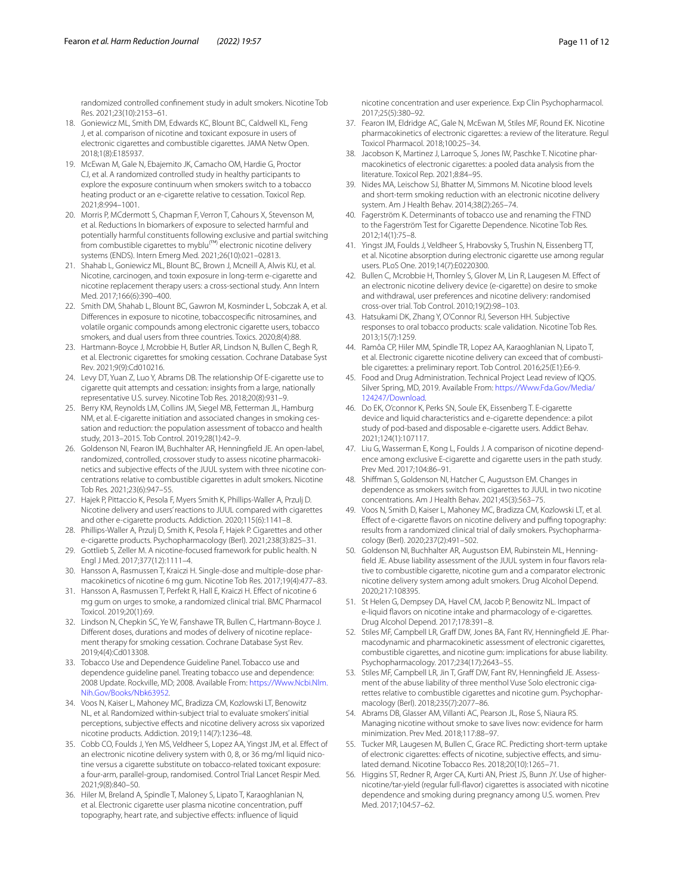randomized controlled confinement study in adult smokers. Nicotine Tob Res. 2021;23(10):2153–61.

18. Goniewicz ML, Smith DM, Edwards KC, Blount BC, Caldwell KL, Feng J, et al. comparison of nicotine and toxicant exposure in users of electronic cigarettes and combustible cigarettes. JAMA Netw Open. 2018;1(8):E185937.
19. McEwan M, Gale N, Ebajemito JK, Camacho OM, Hardie G, Proctor CJ, et al. A randomized controlled study in healthy participants to explore the exposure continuum when smokers switch to a tobacco heating product or an e-cigarette relative to cessation. Toxicol Rep. 2021;8:994–1001.
20. Morris P, MCdermott S, Chapman F, Verron T, Cahours X, Stevenson M, et al. Reductions In biomarkers of exposure to selected harmful and potentially harmful constituents following exclusive and partial switching from combustible cigarettes to myblu(TM) electronic nicotine delivery systems (ENDS). Intern Emerg Med. 2021;26(10):021–02813.
21. Shahab L, Goniewicz ML, Blount BC, Brown J, Mcneill A, Alwis KU, et al. Nicotine, carcinogen, and toxin exposure in long-term e-cigarette and nicotine replacement therapy users: a cross-sectional study. Ann Intern Med. 2017;166(6):390–400.
22. Smith DM, Shahab L, Blount BC, Gawron M, Kosminder L, Sobczak A, et al. Differences in exposure to nicotine, tobaccospecific nitrosamines, and volatile organic compounds among electronic cigarette users, tobacco smokers, and dual users from three countries. Toxics. 2020;8(4):88.
23. Hartmann-Boyce J, Mcrobbie H, Butler AR, Lindson N, Bullen C, Begh R, et al. Electronic cigarettes for smoking cessation. Cochrane Database Syst Rev. 2021;9(9):Cd010216.
24. Levy DT, Yuan Z, Luo Y, Abrams DB. The relationship Of E-cigarette use to cigarette quit attempts and cessation: insights from a large, nationally representative U.S. survey. Nicotine Tob Res. 2018;20(8):931–9.
25. Berry KM, Reynolds LM, Collins JM, Siegel MB, Fetterman JL, Hamburg NM, et al. E-cigarette initiation and associated changes in smoking cessation and reduction: the population assessment of tobacco and health study, 2013–2015. Tob Control. 2019;28(1):42–9.
26. Goldenson NI, Fearon IM, Buchhalter AR, Henningfield JE. An open-label, randomized, controlled, crossover study to assess nicotine pharmacokinetics and subjective effects of the JUUL system with three nicotine concentrations relative to combustible cigarettes in adult smokers. Nicotine Tob Res. 2021;23(6):947–55.
27. Hajek P, Pittaccio K, Pesola F, Myers Smith K, Phillips-Waller A, Przulj D. Nicotine delivery and users' reactions to JUUL compared with cigarettes and other e-cigarette products. Addiction. 2020;115(6):1141–8.
28. Phillips-Waller A, Przulj D, Smith K, Pesola F, Hajek P. Cigarettes and other e-cigarette products. Psychopharmacology (Berl). 2021;238(3):825–31.
29. Gottlieb S, Zeller M. A nicotine-focused framework for public health. N Engl J Med. 2017;377(12):1111–4.
30. Hansson A, Rasmussen T, Kraiczi H. Single-dose and multiple-dose pharmacokinetics of nicotine 6 mg gum. Nicotine Tob Res. 2017;19(4):477–83.
31. Hansson A, Rasmussen T, Perfekt R, Hall E, Kraiczi H. Effect of nicotine 6 mg gum on urges to smoke, a randomized clinical trial. BMC Pharmacol Toxicol. 2019;20(1):69.
32. Lindson N, Chepkin SC, Ye W, Fanshawe TR, Bullen C, Hartmann-Boyce J. Different doses, durations and modes of delivery of nicotine replacement therapy for smoking cessation. Cochrane Database Syst Rev. 2019;4(4):Cd013308.
33. Tobacco Use and Dependence Guideline Panel. Tobacco use and dependence guideline panel. Treating tobacco use and dependence: 2008 Update. Rockville, MD; 2008. Available From: https://Www.Ncbi.Nlm.Nih.Gov/Books/Nbk63952.
34. Voos N, Kaiser L, Mahoney MC, Bradizza CM, Kozlowski LT, Benowitz NL, et al. Randomized within-subject trial to evaluate smokers' initial perceptions, subjective effects and nicotine delivery across six vaporized nicotine products. Addiction. 2019;114(7):1236–48.
35. Cobb CO, Foulds J, Yen MS, Veldheer S, Lopez AA, Yingst JM, et al. Effect of an electronic nicotine delivery system with 0, 8, or 36 mg/ml liquid nicotine versus a cigarette substitute on tobacco-related toxicant exposure: a four-arm, parallel-group, randomised. Control Trial Lancet Respir Med. 2021;9(8):840–50.
36. Hiler M, Breland A, Spindle T, Maloney S, Lipato T, Karaoghlanian N, et al. Electronic cigarette user plasma nicotine concentration, puff topography, heart rate, and subjective effects: influence of liquid nicotine concentration and user experience. Exp Clin Psychopharmacol. 2017;25(5):380–92.
37. Fearon IM, Eldridge AC, Gale N, McEwan M, Stiles MF, Round EK. Nicotine pharmacokinetics of electronic cigarettes: a review of the literature. Regul Toxicol Pharmacol. 2018;100:25–34.
38. Jacobson K, Martinez J, Larroque S, Jones IW, Paschke T. Nicotine pharmacokinetics of electronic cigarettes: a pooled data analysis from the literature. Toxicol Rep. 2021;8:84–95.
39. Nides MA, Leischow SJ, Bhatter M, Simmons M. Nicotine blood levels and short-term smoking reduction with an electronic nicotine delivery system. Am J Health Behav. 2014;38(2):265–74.
40. Fagerström K. Determinants of tobacco use and renaming the FTND to the Fagerström Test for Cigarette Dependence. Nicotine Tob Res. 2012;14(1):75–8.
41. Yingst JM, Foulds J, Veldheer S, Hrabovsky S, Trushin N, Eissenberg TT, et al. Nicotine absorption during electronic cigarette use among regular users. PLoS One. 2019;14(7):E0220300.
42. Bullen C, Mcrobbie H, Thornley S, Glover M, Lin R, Laugesen M. Effect of an electronic nicotine delivery device (e-cigarette) on desire to smoke and withdrawal, user preferences and nicotine delivery: randomised cross-over trial. Tob Control. 2010;19(2):98–103.
43. Hatsukami DK, Zhang Y, O'Connor RJ, Severson HH. Subjective responses to oral tobacco products: scale validation. Nicotine Tob Res. 2013;15(7):1259.
44. Ramôa CP, Hiler MM, Spindle TR, Lopez AA, Karaoghlanian N, Lipato T, et al. Electronic cigarette nicotine delivery can exceed that of combustible cigarettes: a preliminary report. Tob Control. 2016;25(E1):E6-9.
45. Food and Drug Administration. Technical Project Lead review of IQOS. Silver Spring, MD, 2019. Available From: https://Www.Fda.Gov/Media/124247/Download.
46. Do EK, O'connor K, Perks SN, Soule EK, Eissenberg T. E-cigarette device and liquid characteristics and e-cigarette dependence: a pilot study of pod-based and disposable e-cigarette users. Addict Behav. 2021;124(1):107117.
47. Liu G, Wasserman E, Kong L, Foulds J. A comparison of nicotine dependence among exclusive E-cigarette and cigarette users in the path study. Prev Med. 2017;104:86–91.
48. Shiffman S, Goldenson NI, Hatcher C, Augustson EM. Changes in dependence as smokers switch from cigarettes to JUUL in two nicotine concentrations. Am J Health Behav. 2021;45(3):563–75.
49. Voos N, Smith D, Kaiser L, Mahoney MC, Bradizza CM, Kozlowski LT, et al. Effect of e-cigarette flavors on nicotine delivery and puffing topography: results from a randomized clinical trial of daily smokers. Psychopharmacology (Berl). 2020;237(2):491–502.
50. Goldenson NI, Buchhalter AR, Augustson EM, Rubinstein ML, Henningfield JE. Abuse liability assessment of the JUUL system in four flavors relative to combustible cigarette, nicotine gum and a comparator electronic nicotine delivery system among adult smokers. Drug Alcohol Depend. 2020;217:108395.
51. St Helen G, Dempsey DA, Havel CM, Jacob P, Benowitz NL. Impact of e-liquid flavors on nicotine intake and pharmacology of e-cigarettes. Drug Alcohol Depend. 2017;178:391–8.
52. Stiles MF, Campbell LR, Graff DW, Jones BA, Fant RV, Henningfield JE. Pharmacodynamic and pharmacokinetic assessment of electronic cigarettes, combustible cigarettes, and nicotine gum: implications for abuse liability. Psychopharmacology. 2017;234(17):2643–55.
53. Stiles MF, Campbell LR, Jin T, Graff DW, Fant RV, Henningfield JE. Assessment of the abuse liability of three menthol Vuse Solo electronic cigarettes relative to combustible cigarettes and nicotine gum. Psychopharmacology (Berl). 2018;235(7):2077–86.
54. Abrams DB, Glasser AM, Villanti AC, Pearson JL, Rose S, Niaura RS. Managing nicotine without smoke to save lives now: evidence for harm minimization. Prev Med. 2018;117:88–97.
55. Tucker MR, Laugesen M, Bullen C, Grace RC. Predicting short-term uptake of electronic cigarettes: effects of nicotine, subjective effects, and simulated demand. Nicotine Tobacco Res. 2018;20(10):1265–71.
56. Higgins ST, Redner R, Arger CA, Kurti AN, Priest JS, Bunn JY. Use of higher-nicotine/tar-yield (regular full-flavor) cigarettes is associated with nicotine dependence and smoking during pregnancy among U.S. women. Prev Med. 2017;104:57–62.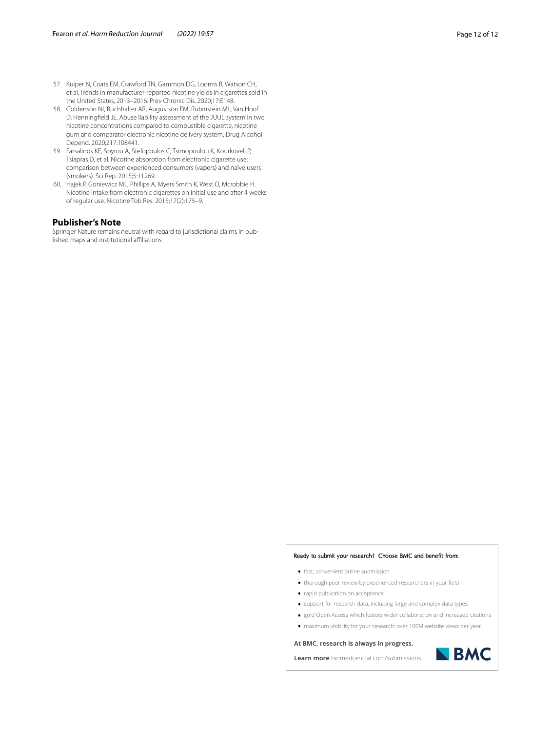57. Kuiper N, Coats EM, Crawford TN, Gammon DG, Loomis B, Watson CH, et al. Trends in manufacturer-reported nicotine yields in cigarettes sold in the United States, 2013–2016. Prev Chronic Dis. 2020;17:E148.
58. Goldenson NI, Buchhalter AR, Augustson EM, Rubinstein ML, Van Hoof D, Henningfield JE. Abuse liability assessment of the JUUL system in two nicotine concentrations compared to combustible cigarette, nicotine gum and comparator electronic nicotine delivery system. Drug Alcohol Depend. 2020;217:108441.
59. Farsalinos KE, Spyrou A, Stefopoulos C, Tsimopoulou K, Kourkoveli P, Tsiapras D, et al. Nicotine absorption from electronic cigarette use: comparison between experienced consumers (vapers) and naïve users (smokers). Sci Rep. 2015;5:11269.
60. Hajek P, Goniewicz ML, Phillips A, Myers Smith K, West O, Mcrobbie H. Nicotine intake from electronic cigarettes on initial use and after 4 weeks of regular use. Nicotine Tob Res. 2015;17(2):175–9.

## Publisher's Note

Springer Nature remains neutral with regard to jurisdictional claims in published maps and institutional affiliations.

Ready to submit your research? Choose BMC and benefit from:

- fast, convenient online submission
- thorough peer review by experienced researchers in your field
- rapid publication on acceptance
- support for research data, including large and complex data types
- gold Open Access which fosters wider collaboration and increased citations
- maximum visibility for your research: over 100M website views per year

**At BMC, research is always in progress.**

**Learn more** biomedcentral.com/submissions

BMC